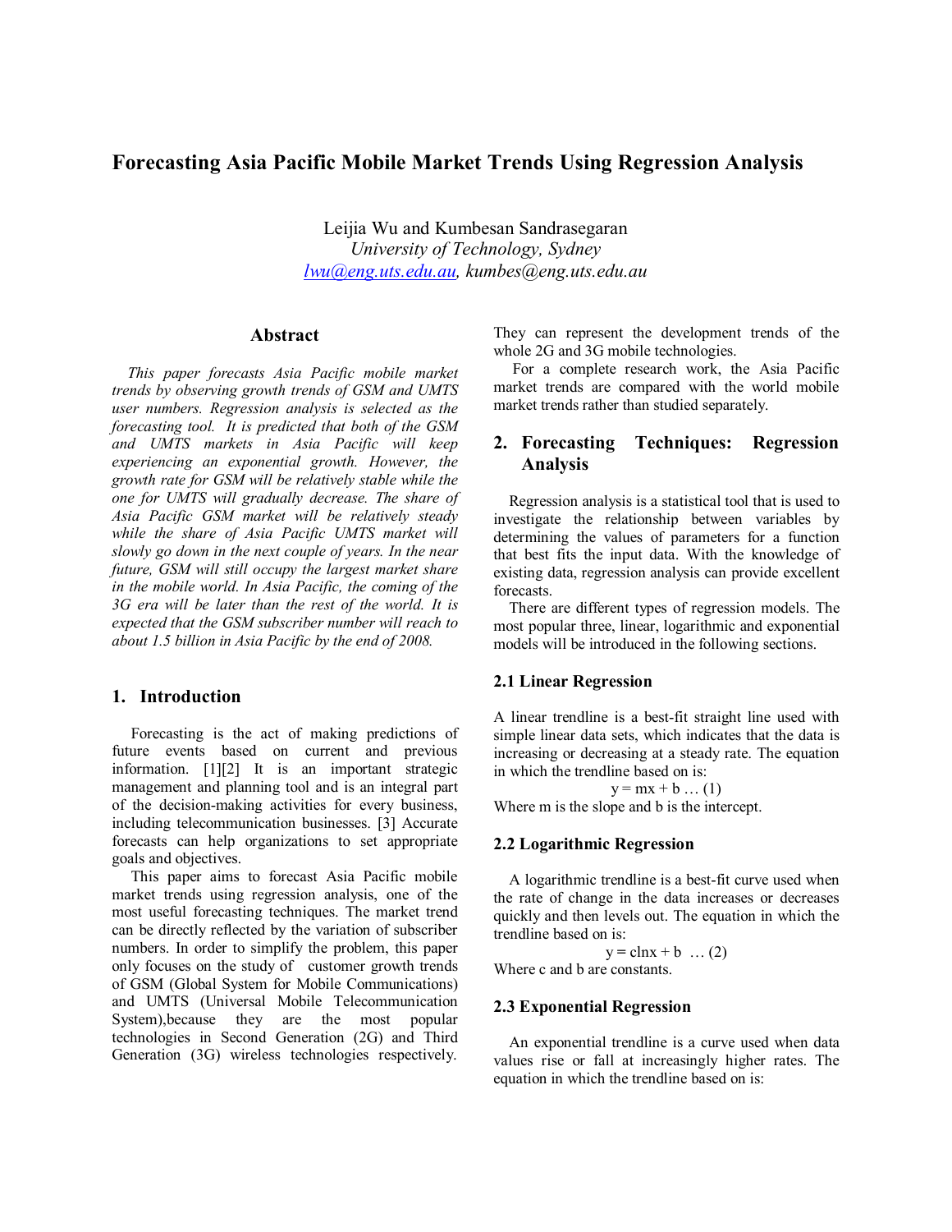# Forecasting Asia Pacific Mobile Market Trends Using Regression Analysis

Leijia Wu and Kumbesan Sandrasegaran
*University of Technology, Sydney*
lwu@eng.uts.edu.au, *kumbes@eng.uts.edu.au*

## Abstract

*This paper forecasts Asia Pacific mobile market trends by observing growth trends of GSM and UMTS user numbers. Regression analysis is selected as the forecasting tool. It is predicted that both of the GSM and UMTS markets in Asia Pacific will keep experiencing an exponential growth. However, the growth rate for GSM will be relatively stable while the one for UMTS will gradually decrease. The share of Asia Pacific GSM market will be relatively steady while the share of Asia Pacific UMTS market will slowly go down in the next couple of years. In the near future, GSM will still occupy the largest market share in the mobile world. In Asia Pacific, the coming of the 3G era will be later than the rest of the world. It is expected that the GSM subscriber number will reach to about 1.5 billion in Asia Pacific by the end of 2008.*

## 1. Introduction

Forecasting is the act of making predictions of future events based on current and previous information. [1][2] It is an important strategic management and planning tool and is an integral part of the decision-making activities for every business, including telecommunication businesses. [3] Accurate forecasts can help organizations to set appropriate goals and objectives.

This paper aims to forecast Asia Pacific mobile market trends using regression analysis, one of the most useful forecasting techniques. The market trend can be directly reflected by the variation of subscriber numbers. In order to simplify the problem, this paper only focuses on the study of customer growth trends of GSM (Global System for Mobile Communications) and UMTS (Universal Mobile Telecommunication System),because they are the most popular technologies in Second Generation (2G) and Third Generation (3G) wireless technologies respectively. They can represent the development trends of the whole 2G and 3G mobile technologies.

For a complete research work, the Asia Pacific market trends are compared with the world mobile market trends rather than studied separately.

## 2. Forecasting Techniques: Regression Analysis

Regression analysis is a statistical tool that is used to investigate the relationship between variables by determining the values of parameters for a function that best fits the input data. With the knowledge of existing data, regression analysis can provide excellent forecasts.

There are different types of regression models. The most popular three, linear, logarithmic and exponential models will be introduced in the following sections.

### 2.1 Linear Regression

A linear trendline is a best-fit straight line used with simple linear data sets, which indicates that the data is increasing or decreasing at a steady rate. The equation in which the trendline based on is:

$$y = mx + b \ \dots (1)$$

Where m is the slope and b is the intercept.

### 2.2 Logarithmic Regression

A logarithmic trendline is a best-fit curve used when the rate of change in the data increases or decreases quickly and then levels out. The equation in which the trendline based on is:

$$y = c\ln x + b \ \dots (2)$$

Where c and b are constants.

### 2.3 Exponential Regression

An exponential trendline is a curve used when data values rise or fall at increasingly higher rates. The equation in which the trendline based on is: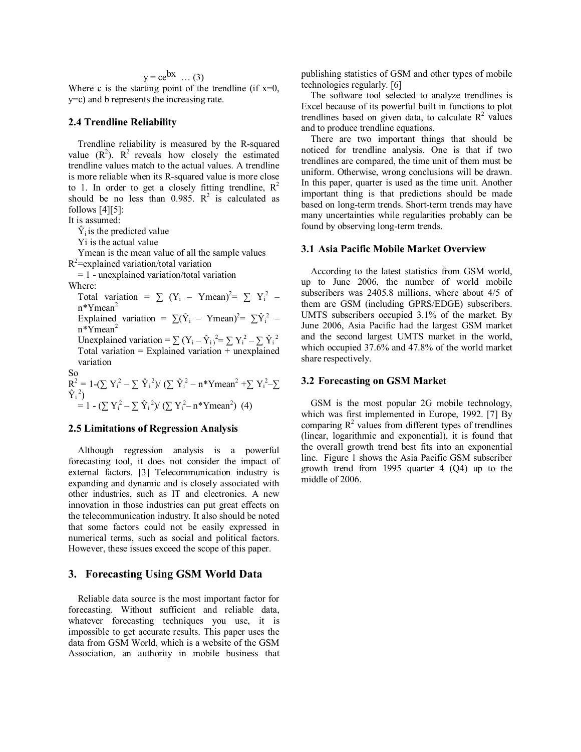$$y = ce^{bx} \quad \dots (3)$$

Where c is the starting point of the trendline (if x=0, y=c) and b represents the increasing rate.

### 2.4 Trendline Reliability

Trendline reliability is measured by the R-squared value ($R^2$). $R^2$ reveals how closely the estimated trendline values match to the actual values. A trendline is more reliable when its R-squared value is more close to 1. In order to get a closely fitting trendline, $R^2$ should be no less than 0.985. $R^2$ is calculated as follows [4][5]:

It is assumed:

$\hat{Y}_i$ is the predicted value

Yi is the actual value

Ymean is the mean value of all the sample values

$R^2$=explained variation/total variation

= 1 - unexplained variation/total variation

Where:

Total variation = $\sum (Y_i - Ymean)^2 = \sum Y_i^2 - n*Ymean^2$

Explained variation = $\sum(\hat{Y}_i - Ymean)^2 = \sum \hat{Y}_i^2 - n*Ymean^2$

Unexplained variation = $\sum (Y_i - \hat{Y}_i)^2 = \sum Y_i^2 - \sum \hat{Y}_i^2$

Total variation = Explained variation + unexplained variation

So

$$R^2 = 1-(\sum Y_i^2 - \sum \hat{Y}_i^2)/ (\sum \hat{Y}_i^2 - n*Ymean^2 + \sum Y_i^2 - \sum \hat{Y}_i^2)$$

$$= 1 - (\sum Y_i^2 - \sum \hat{Y}_i^2)/ (\sum Y_i^2 - n*Ymean^2) \quad (4)$$

### 2.5 Limitations of Regression Analysis

Although regression analysis is a powerful forecasting tool, it does not consider the impact of external factors. [3] Telecommunication industry is expanding and dynamic and is closely associated with other industries, such as IT and electronics. A new innovation in those industries can put great effects on the telecommunication industry. It also should be noted that some factors could not be easily expressed in numerical terms, such as social and political factors. However, these issues exceed the scope of this paper.

## 3. Forecasting Using GSM World Data

Reliable data source is the most important factor for forecasting. Without sufficient and reliable data, whatever forecasting techniques you use, it is impossible to get accurate results. This paper uses the data from GSM World, which is a website of the GSM Association, an authority in mobile business that publishing statistics of GSM and other types of mobile technologies regularly. [6]

The software tool selected to analyze trendlines is Excel because of its powerful built in functions to plot trendlines based on given data, to calculate $R^2$ values and to produce trendline equations.

There are two important things that should be noticed for trendline analysis. One is that if two trendlines are compared, the time unit of them must be uniform. Otherwise, wrong conclusions will be drawn. In this paper, quarter is used as the time unit. Another important thing is that predictions should be made based on long-term trends. Short-term trends may have many uncertainties while regularities probably can be found by observing long-term trends.

### 3.1 Asia Pacific Mobile Market Overview

According to the latest statistics from GSM world, up to June 2006, the number of world mobile subscribers was 2405.8 millions, where about 4/5 of them are GSM (including GPRS/EDGE) subscribers. UMTS subscribers occupied 3.1% of the market. By June 2006, Asia Pacific had the largest GSM market and the second largest UMTS market in the world, which occupied 37.6% and 47.8% of the world market share respectively.

### 3.2 Forecasting on GSM Market

GSM is the most popular 2G mobile technology, which was first implemented in Europe, 1992. [7] By comparing $R^2$ values from different types of trendlines (linear, logarithmic and exponential), it is found that the overall growth trend best fits into an exponential line. Figure 1 shows the Asia Pacific GSM subscriber growth trend from 1995 quarter 4 (Q4) up to the middle of 2006.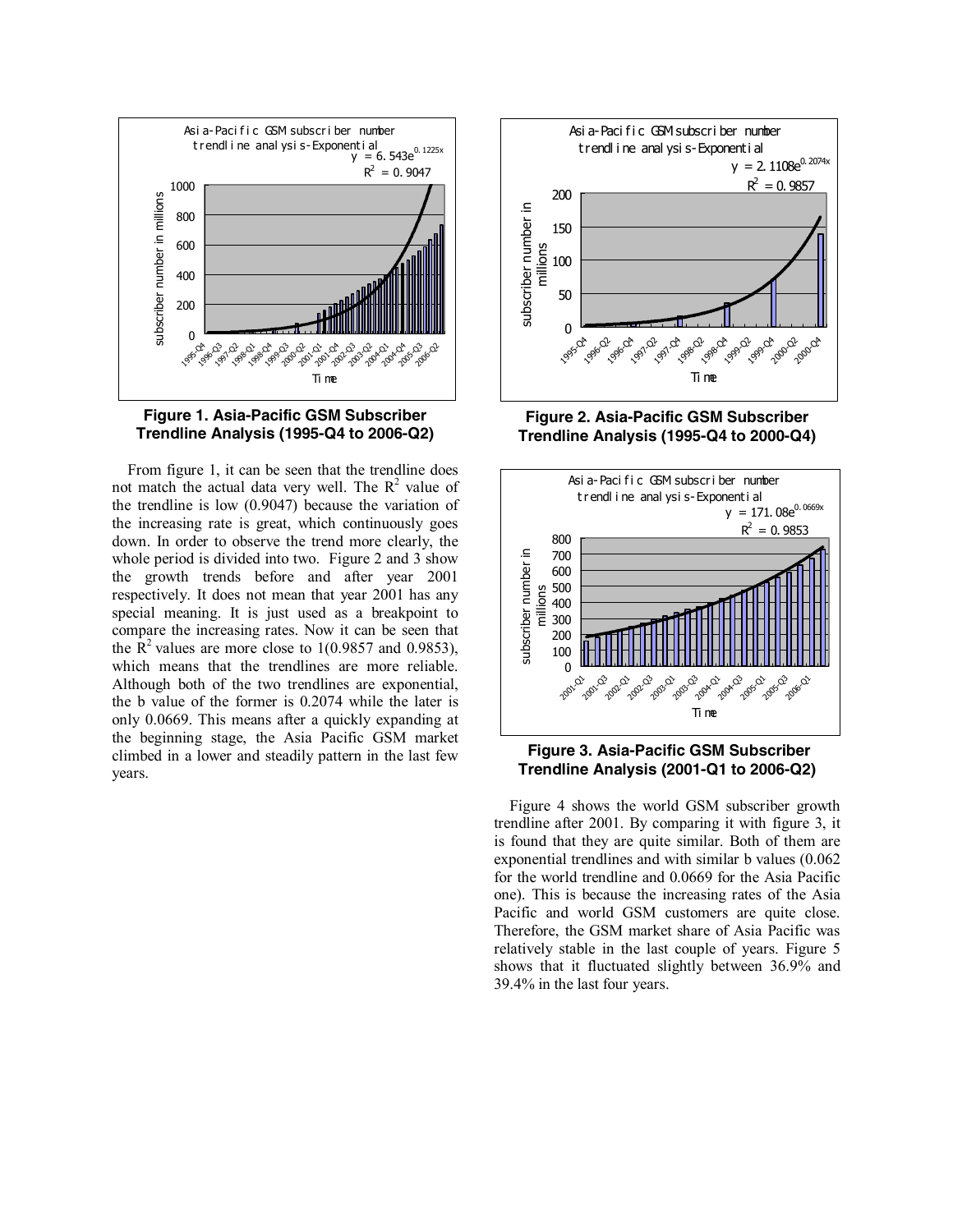Figure 1. Asia-Pacific GSM Subscriber Trendline Analysis (1995-Q4 to 2006-Q2)

From figure 1, it can be seen that the trendline does not match the actual data very well. The $R^2$ value of the trendline is low (0.9047) because the variation of the increasing rate is great, which continuously goes down. In order to observe the trend more clearly, the whole period is divided into two. Figure 2 and 3 show the growth trends before and after year 2001 respectively. It does not mean that year 2001 has any special meaning. It is just used as a breakpoint to compare the increasing rates. Now it can be seen that the $R^2$ values are more close to 1(0.9857 and 0.9853), which means that the trendlines are more reliable. Although both of the two trendlines are exponential, the b value of the former is 0.2074 while the later is only 0.0669. This means after a quickly expanding at the beginning stage, the Asia Pacific GSM market climbed in a lower and steadily pattern in the last few years.

Figure 2. Asia-Pacific GSM Subscriber Trendline Analysis (1995-Q4 to 2000-Q4)

Figure 3. Asia-Pacific GSM Subscriber Trendline Analysis (2001-Q1 to 2006-Q2)

Figure 4 shows the world GSM subscriber growth trendline after 2001. By comparing it with figure 3, it is found that they are quite similar. Both of them are exponential trendlines and with similar b values (0.062 for the world trendline and 0.0669 for the Asia Pacific one). This is because the increasing rates of the Asia Pacific and world GSM customers are quite close. Therefore, the GSM market share of Asia Pacific was relatively stable in the last couple of years. Figure 5 shows that it fluctuated slightly between 36.9% and 39.4% in the last four years.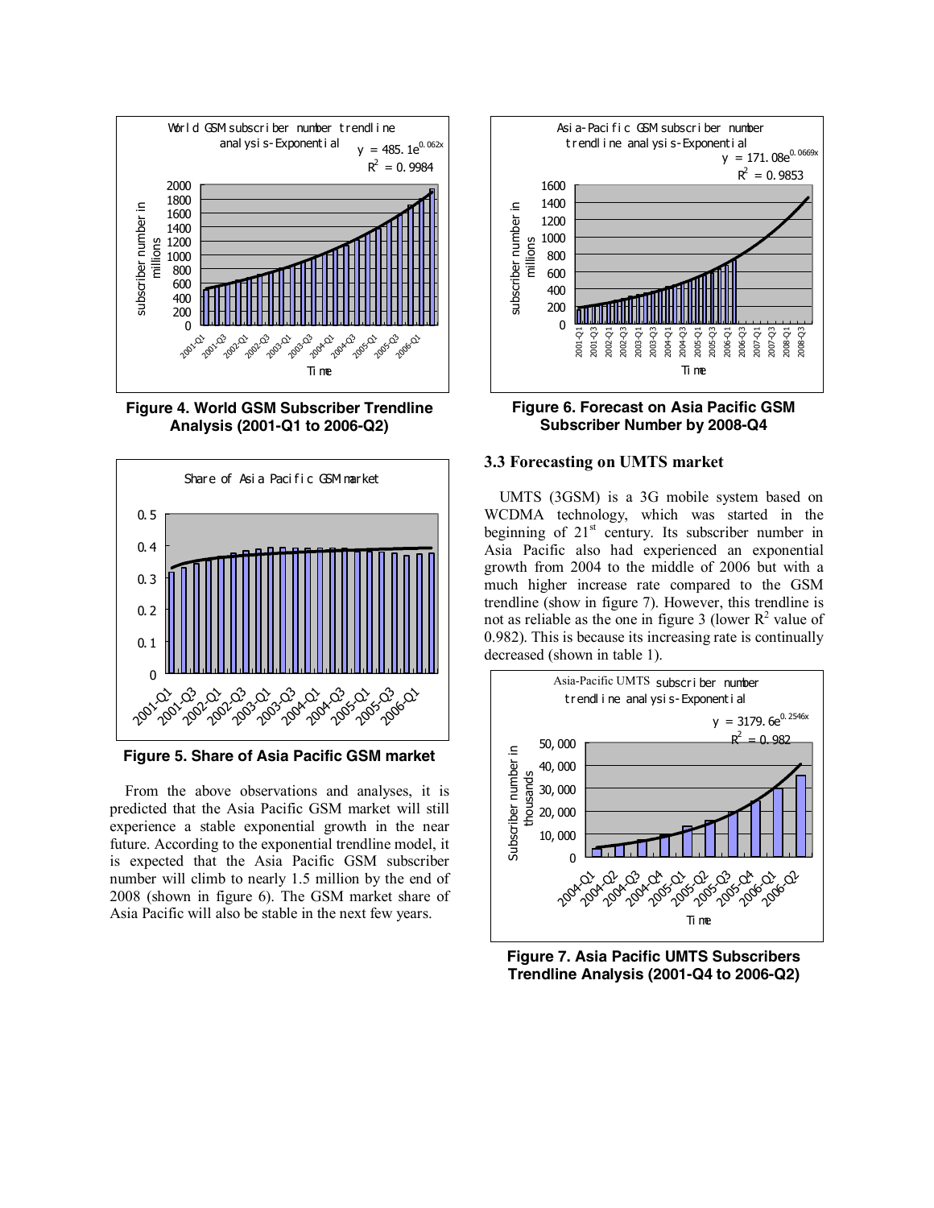Figure 4. World GSM Subscriber Trendline Analysis (2001-Q1 to 2006-Q2)

Figure 5. Share of Asia Pacific GSM market

From the above observations and analyses, it is predicted that the Asia Pacific GSM market will still experience a stable exponential growth in the near future. According to the exponential trendline model, it is expected that the Asia Pacific GSM subscriber number will climb to nearly 1.5 million by the end of 2008 (shown in figure 6). The GSM market share of Asia Pacific will also be stable in the next few years.

Figure 6. Forecast on Asia Pacific GSM Subscriber Number by 2008-Q4

### 3.3 Forecasting on UMTS market

UMTS (3GSM) is a 3G mobile system based on WCDMA technology, which was started in the beginning of 21st century. Its subscriber number in Asia Pacific also had experienced an exponential growth from 2004 to the middle of 2006 but with a much higher increase rate compared to the GSM trendline (show in figure 7). However, this trendline is not as reliable as the one in figure 3 (lower $R^2$ value of 0.982). This is because its increasing rate is continually decreased (shown in table 1).

Figure 7. Asia Pacific UMTS Subscribers Trendline Analysis (2001-Q4 to 2006-Q2)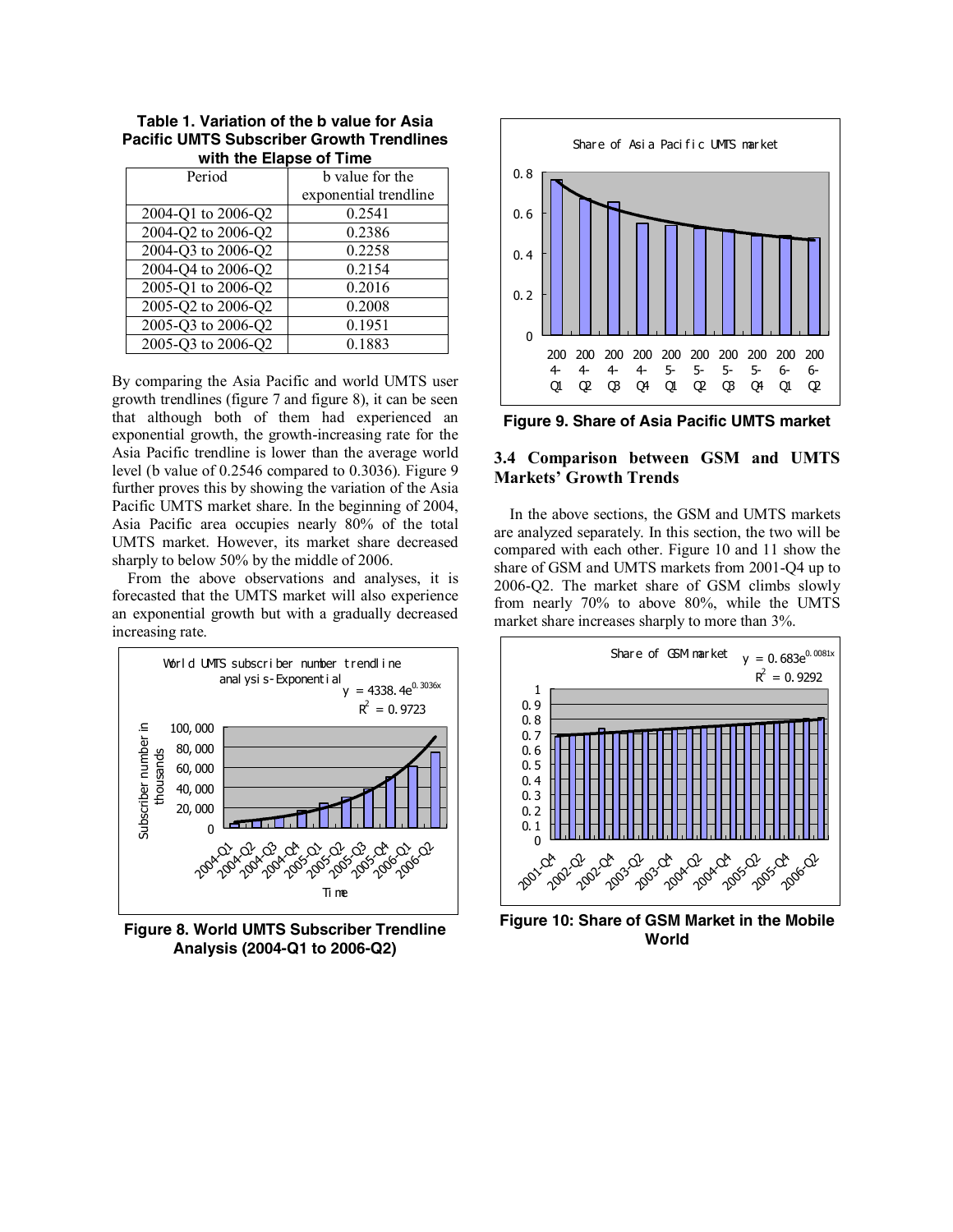**Table 1. Variation of the b value for Asia Pacific UMTS Subscriber Growth Trendlines with the Elapse of Time**

| Period | b value for the exponential trendline |
|---|---|
| 2004-Q1 to 2006-Q2 | 0.2541 |
| 2004-Q2 to 2006-Q2 | 0.2386 |
| 2004-Q3 to 2006-Q2 | 0.2258 |
| 2004-Q4 to 2006-Q2 | 0.2154 |
| 2005-Q1 to 2006-Q2 | 0.2016 |
| 2005-Q2 to 2006-Q2 | 0.2008 |
| 2005-Q3 to 2006-Q2 | 0.1951 |
| 2005-Q3 to 2006-Q2 | 0.1883 |

By comparing the Asia Pacific and world UMTS user growth trendlines (figure 7 and figure 8), it can be seen that although both of them had experienced an exponential growth, the growth-increasing rate for the Asia Pacific trendline is lower than the average world level (b value of 0.2546 compared to 0.3036). Figure 9 further proves this by showing the variation of the Asia Pacific UMTS market share. In the beginning of 2004, Asia Pacific area occupies nearly 80% of the total UMTS market. However, its market share decreased sharply to below 50% by the middle of 2006.

From the above observations and analyses, it is forecasted that the UMTS market will also experience an exponential growth but with a gradually decreased increasing rate.

**Figure 8. World UMTS Subscriber Trendline Analysis (2004-Q1 to 2006-Q2)**

**Figure 9. Share of Asia Pacific UMTS market**

### 3.4 Comparison between GSM and UMTS Markets' Growth Trends

In the above sections, the GSM and UMTS markets are analyzed separately. In this section, the two will be compared with each other. Figure 10 and 11 show the share of GSM and UMTS markets from 2001-Q4 up to 2006-Q2. The market share of GSM climbs slowly from nearly 70% to above 80%, while the UMTS market share increases sharply to more than 3%.

**Figure 10: Share of GSM Market in the Mobile World**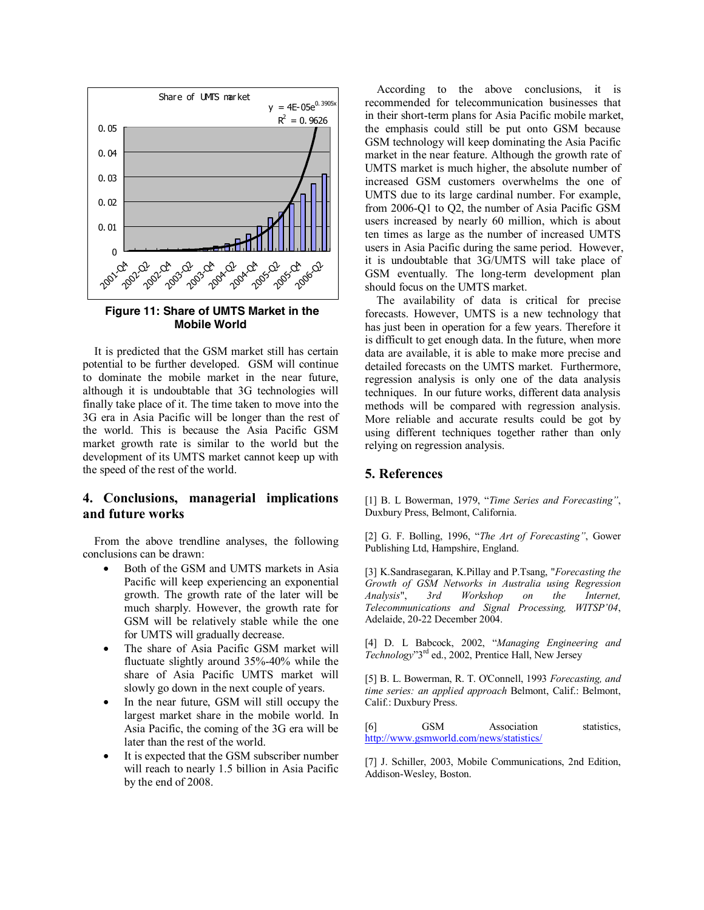Share of UMTS market

$y = 4E\text{-}05e^{0.3905x}$

$R^2 = 0.9626$

0.05

0.04

0.03

0.02

0.01

0

2001-Q4 2002-Q2 2002-Q4 2003-Q2 2003-Q4 2004-Q2 2004-Q4 2005-Q2 2005-Q4 2006-Q2

**Figure 11: Share of UMTS Market in the Mobile World**

It is predicted that the GSM market still has certain potential to be further developed. GSM will continue to dominate the mobile market in the near future, although it is undoubtable that 3G technologies will finally take place of it. The time taken to move into the 3G era in Asia Pacific will be longer than the rest of the world. This is because the Asia Pacific GSM market growth rate is similar to the world but the development of its UMTS market cannot keep up with the speed of the rest of the world.

## 4. Conclusions, managerial implications and future works

From the above trendline analyses, the following conclusions can be drawn:

- Both of the GSM and UMTS markets in Asia Pacific will keep experiencing an exponential growth. The growth rate of the later will be much sharply. However, the growth rate for GSM will be relatively stable while the one for UMTS will gradually decrease.
- The share of Asia Pacific GSM market will fluctuate slightly around 35%-40% while the share of Asia Pacific UMTS market will slowly go down in the next couple of years.
- In the near future, GSM will still occupy the largest market share in the mobile world. In Asia Pacific, the coming of the 3G era will be later than the rest of the world.
- It is expected that the GSM subscriber number will reach to nearly 1.5 billion in Asia Pacific by the end of 2008.

According to the above conclusions, it is recommended for telecommunication businesses that in their short-term plans for Asia Pacific mobile market, the emphasis could still be put onto GSM because GSM technology will keep dominating the Asia Pacific market in the near feature. Although the growth rate of UMTS market is much higher, the absolute number of increased GSM customers overwhelms the one of UMTS due to its large cardinal number. For example, from 2006-Q1 to Q2, the number of Asia Pacific GSM users increased by nearly 60 million, which is about ten times as large as the number of increased UMTS users in Asia Pacific during the same period. However, it is undoubtable that 3G/UMTS will take place of GSM eventually. The long-term development plan should focus on the UMTS market.

The availability of data is critical for precise forecasts. However, UMTS is a new technology that has just been in operation for a few years. Therefore it is difficult to get enough data. In the future, when more data are available, it is able to make more precise and detailed forecasts on the UMTS market. Furthermore, regression analysis is only one of the data analysis techniques. In our future works, different data analysis methods will be compared with regression analysis. More reliable and accurate results could be got by using different techniques together rather than only relying on regression analysis.

## 5. References

[1] B. L Bowerman, 1979, "*Time Series and Forecasting*", Duxbury Press, Belmont, California.

[2] G. F. Bolling, 1996, "*The Art of Forecasting*", Gower Publishing Ltd, Hampshire, England.

[3] K.Sandrasegaran, K.Pillay and P.Tsang, "*Forecasting the Growth of GSM Networks in Australia using Regression Analysis*", *3rd Workshop on the Internet, Telecommunications and Signal Processing, WITSP'04*, Adelaide, 20-22 December 2004.

[4] D. L Babcock, 2002, "*Managing Engineering and Technology*" 3rd ed., 2002, Prentice Hall, New Jersey

[5] B. L. Bowerman, R. T. O'Connell, 1993 *Forecasting, and time series: an applied approach* Belmont, Calif.: Belmont, Calif.: Duxbury Press.

[6] GSM Association statistics, http://www.gsmworld.com/news/statistics/

[7] J. Schiller, 2003, Mobile Communications, 2nd Edition, Addison-Wesley, Boston.